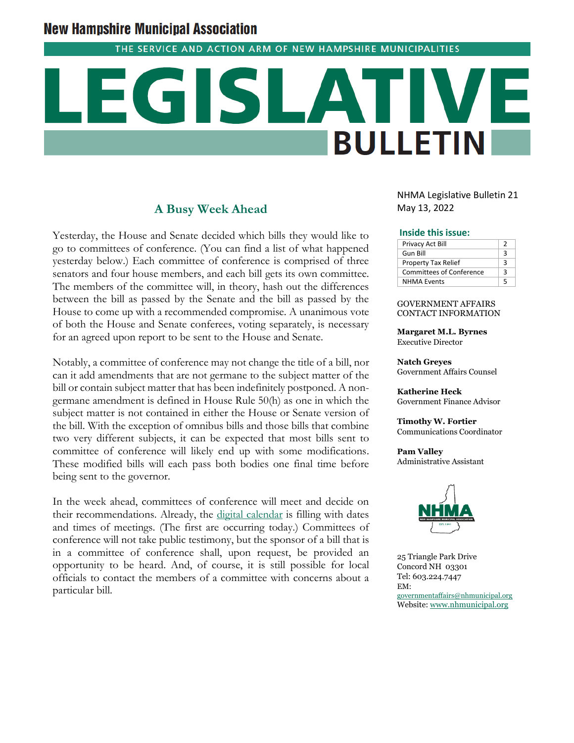# New Hampshire Municipal Association

THE SERVICE AND ACTION ARM OF NEW HAMPSHIRE MUNICIPALITIES

# LEGISLATIVE BULLETIN

NHMA Legislative Bulletin 21
May 13, 2022

**Inside this issue:**

| | |
|---|---|
| Privacy Act Bill | 2 |
| Gun Bill | 3 |
| Property Tax Relief | 3 |
| Committees of Conference | 3 |
| NHMA Events | 5 |

GOVERNMENT AFFAIRS CONTACT INFORMATION

**Margaret M.L. Byrnes**
Executive Director

**Natch Greyes**
Government Affairs Counsel

**Katherine Heck**
Government Finance Advisor

**Timothy W. Fortier**
Communications Coordinator

**Pam Valley**
Administrative Assistant

25 Triangle Park Drive
Concord NH 03301
Tel: 603.224.7447
EM: governmentaffairs@nhmunicipal.org
Website: www.nhmunicipal.org

## A Busy Week Ahead

Yesterday, the House and Senate decided which bills they would like to go to committees of conference. (You can find a list of what happened yesterday below.) Each committee of conference is comprised of three senators and four house members, and each bill gets its own committee. The members of the committee will, in theory, hash out the differences between the bill as passed by the Senate and the bill as passed by the House to come up with a recommended compromise. A unanimous vote of both the House and Senate conferees, voting separately, is necessary for an agreed upon report to be sent to the House and Senate.

Notably, a committee of conference may not change the title of a bill, nor can it add amendments that are not germane to the subject matter of the bill or contain subject matter that has been indefinitely postponed. A non-germane amendment is defined in House Rule 50(h) as one in which the subject matter is not contained in either the House or Senate version of the bill. With the exception of omnibus bills and those bills that combine two very different subjects, it can be expected that most bills sent to committee of conference will likely end up with some modifications. These modified bills will each pass both bodies one final time before being sent to the governor.

In the week ahead, committees of conference will meet and decide on their recommendations. Already, the digital calendar is filling with dates and times of meetings. (The first are occurring today.) Committees of conference will not take public testimony, but the sponsor of a bill that is in a committee of conference shall, upon request, be provided an opportunity to be heard. And, of course, it is still possible for local officials to contact the members of a committee with concerns about a particular bill.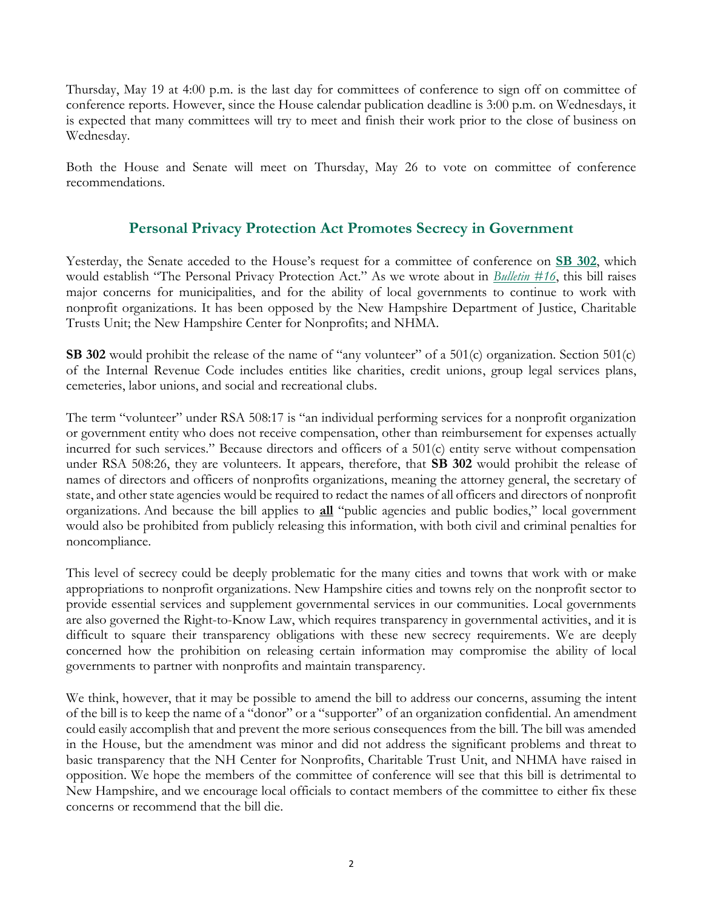Thursday, May 19 at 4:00 p.m. is the last day for committees of conference to sign off on committee of conference reports. However, since the House calendar publication deadline is 3:00 p.m. on Wednesdays, it is expected that many committees will try to meet and finish their work prior to the close of business on Wednesday.

Both the House and Senate will meet on Thursday, May 26 to vote on committee of conference recommendations.

## Personal Privacy Protection Act Promotes Secrecy in Government

Yesterday, the Senate acceded to the House's request for a committee of conference on **SB 302**, which would establish "The Personal Privacy Protection Act." As we wrote about in *Bulletin #16*, this bill raises major concerns for municipalities, and for the ability of local governments to continue to work with nonprofit organizations. It has been opposed by the New Hampshire Department of Justice, Charitable Trusts Unit; the New Hampshire Center for Nonprofits; and NHMA.

**SB 302** would prohibit the release of the name of "any volunteer" of a 501(c) organization. Section 501(c) of the Internal Revenue Code includes entities like charities, credit unions, group legal services plans, cemeteries, labor unions, and social and recreational clubs.

The term "volunteer" under RSA 508:17 is "an individual performing services for a nonprofit organization or government entity who does not receive compensation, other than reimbursement for expenses actually incurred for such services." Because directors and officers of a 501(c) entity serve without compensation under RSA 508:26, they are volunteers. It appears, therefore, that **SB 302** would prohibit the release of names of directors and officers of nonprofits organizations, meaning the attorney general, the secretary of state, and other state agencies would be required to redact the names of all officers and directors of nonprofit organizations. And because the bill applies to **all** "public agencies and public bodies," local government would also be prohibited from publicly releasing this information, with both civil and criminal penalties for noncompliance.

This level of secrecy could be deeply problematic for the many cities and towns that work with or make appropriations to nonprofit organizations. New Hampshire cities and towns rely on the nonprofit sector to provide essential services and supplement governmental services in our communities. Local governments are also governed the Right-to-Know Law, which requires transparency in governmental activities, and it is difficult to square their transparency obligations with these new secrecy requirements. We are deeply concerned how the prohibition on releasing certain information may compromise the ability of local governments to partner with nonprofits and maintain transparency.

We think, however, that it may be possible to amend the bill to address our concerns, assuming the intent of the bill is to keep the name of a "donor" or a "supporter" of an organization confidential. An amendment could easily accomplish that and prevent the more serious consequences from the bill. The bill was amended in the House, but the amendment was minor and did not address the significant problems and threat to basic transparency that the NH Center for Nonprofits, Charitable Trust Unit, and NHMA have raised in opposition. We hope the members of the committee of conference will see that this bill is detrimental to New Hampshire, and we encourage local officials to contact members of the committee to either fix these concerns or recommend that the bill die.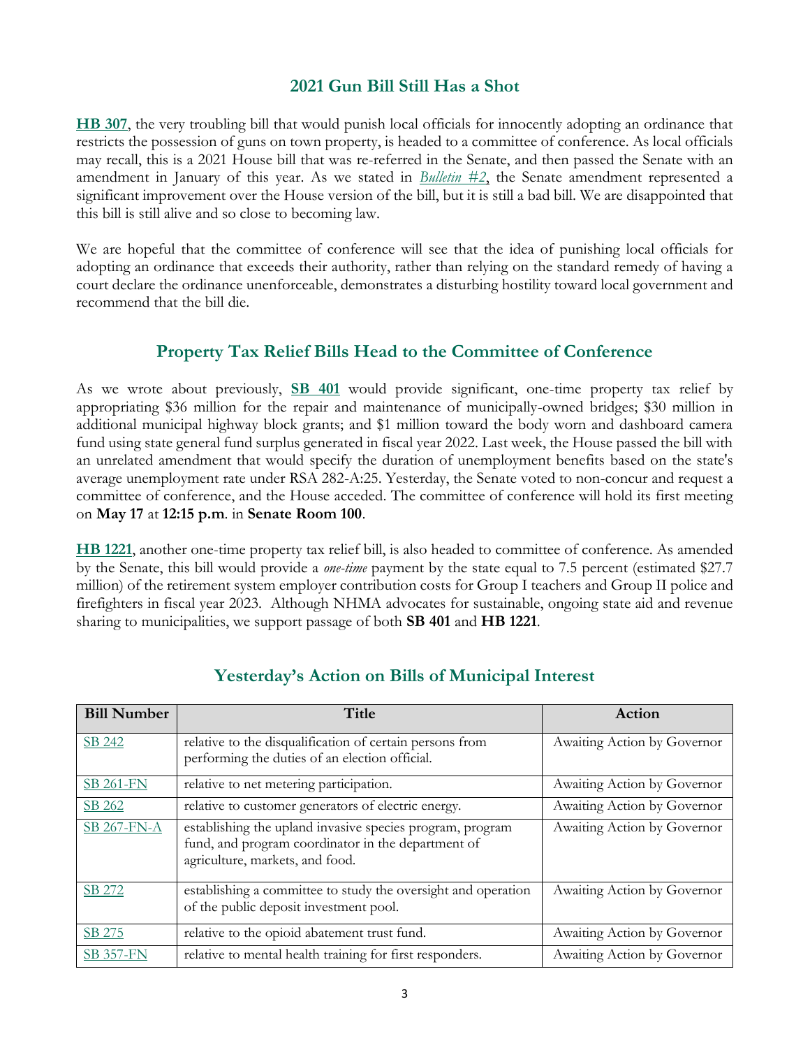## 2021 Gun Bill Still Has a Shot

**HB 307**, the very troubling bill that would punish local officials for innocently adopting an ordinance that restricts the possession of guns on town property, is headed to a committee of conference. As local officials may recall, this is a 2021 House bill that was re-referred in the Senate, and then passed the Senate with an amendment in January of this year. As we stated in *Bulletin #2*, the Senate amendment represented a significant improvement over the House version of the bill, but it is still a bad bill. We are disappointed that this bill is still alive and so close to becoming law.

We are hopeful that the committee of conference will see that the idea of punishing local officials for adopting an ordinance that exceeds their authority, rather than relying on the standard remedy of having a court declare the ordinance unenforceable, demonstrates a disturbing hostility toward local government and recommend that the bill die.

## Property Tax Relief Bills Head to the Committee of Conference

As we wrote about previously, **SB 401** would provide significant, one-time property tax relief by appropriating $36 million for the repair and maintenance of municipally-owned bridges; $30 million in additional municipal highway block grants; and $1 million toward the body worn and dashboard camera fund using state general fund surplus generated in fiscal year 2022. Last week, the House passed the bill with an unrelated amendment that would specify the duration of unemployment benefits based on the state's average unemployment rate under RSA 282-A:25. Yesterday, the Senate voted to non-concur and request a committee of conference, and the House acceded. The committee of conference will hold its first meeting on **May 17** at **12:15 p.m**. in **Senate Room 100**.

**HB 1221**, another one-time property tax relief bill, is also headed to committee of conference. As amended by the Senate, this bill would provide a *one-time* payment by the state equal to 7.5 percent (estimated $27.7 million) of the retirement system employer contribution costs for Group I teachers and Group II police and firefighters in fiscal year 2023. Although NHMA advocates for sustainable, ongoing state aid and revenue sharing to municipalities, we support passage of both **SB 401** and **HB 1221**.

## Yesterday's Action on Bills of Municipal Interest

| Bill Number | Title | Action |
|---|---|---|
| SB 242 | relative to the disqualification of certain persons from performing the duties of an election official. | Awaiting Action by Governor |
| SB 261-FN | relative to net metering participation. | Awaiting Action by Governor |
| SB 262 | relative to customer generators of electric energy. | Awaiting Action by Governor |
| SB 267-FN-A | establishing the upland invasive species program, program fund, and program coordinator in the department of agriculture, markets, and food. | Awaiting Action by Governor |
| SB 272 | establishing a committee to study the oversight and operation of the public deposit investment pool. | Awaiting Action by Governor |
| SB 275 | relative to the opioid abatement trust fund. | Awaiting Action by Governor |
| SB 357-FN | relative to mental health training for first responders. | Awaiting Action by Governor |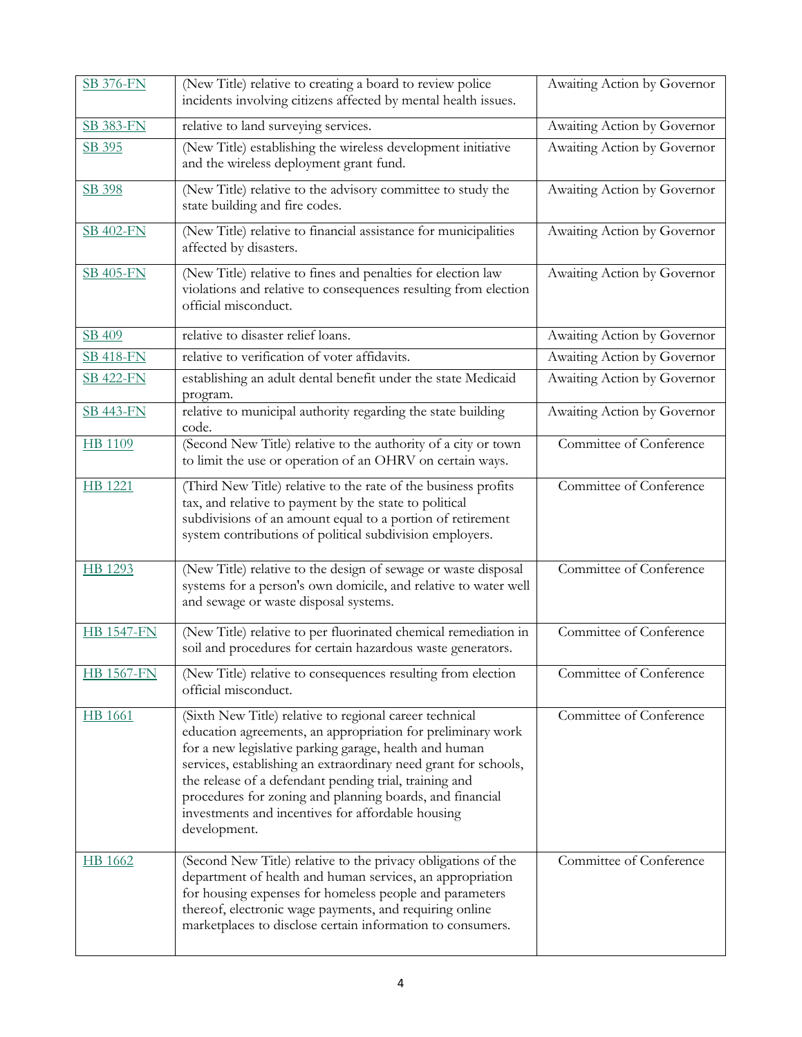| | | |
|---|---|---|
| SB 376-FN | (New Title) relative to creating a board to review police incidents involving citizens affected by mental health issues. | Awaiting Action by Governor |
| SB 383-FN | relative to land surveying services. | Awaiting Action by Governor |
| SB 395 | (New Title) establishing the wireless development initiative and the wireless deployment grant fund. | Awaiting Action by Governor |
| SB 398 | (New Title) relative to the advisory committee to study the state building and fire codes. | Awaiting Action by Governor |
| SB 402-FN | (New Title) relative to financial assistance for municipalities affected by disasters. | Awaiting Action by Governor |
| SB 405-FN | (New Title) relative to fines and penalties for election law violations and relative to consequences resulting from election official misconduct. | Awaiting Action by Governor |
| SB 409 | relative to disaster relief loans. | Awaiting Action by Governor |
| SB 418-FN | relative to verification of voter affidavits. | Awaiting Action by Governor |
| SB 422-FN | establishing an adult dental benefit under the state Medicaid program. | Awaiting Action by Governor |
| SB 443-FN | relative to municipal authority regarding the state building code. | Awaiting Action by Governor |
| HB 1109 | (Second New Title) relative to the authority of a city or town to limit the use or operation of an OHRV on certain ways. | Committee of Conference |
| HB 1221 | (Third New Title) relative to the rate of the business profits tax, and relative to payment by the state to political subdivisions of an amount equal to a portion of retirement system contributions of political subdivision employers. | Committee of Conference |
| HB 1293 | (New Title) relative to the design of sewage or waste disposal systems for a person's own domicile, and relative to water well and sewage or waste disposal systems. | Committee of Conference |
| HB 1547-FN | (New Title) relative to per fluorinated chemical remediation in soil and procedures for certain hazardous waste generators. | Committee of Conference |
| HB 1567-FN | (New Title) relative to consequences resulting from election official misconduct. | Committee of Conference |
| HB 1661 | (Sixth New Title) relative to regional career technical education agreements, an appropriation for preliminary work for a new legislative parking garage, health and human services, establishing an extraordinary need grant for schools, the release of a defendant pending trial, training and procedures for zoning and planning boards, and financial investments and incentives for affordable housing development. | Committee of Conference |
| HB 1662 | (Second New Title) relative to the privacy obligations of the department of health and human services, an appropriation for housing expenses for homeless people and parameters thereof, electronic wage payments, and requiring online marketplaces to disclose certain information to consumers. | Committee of Conference |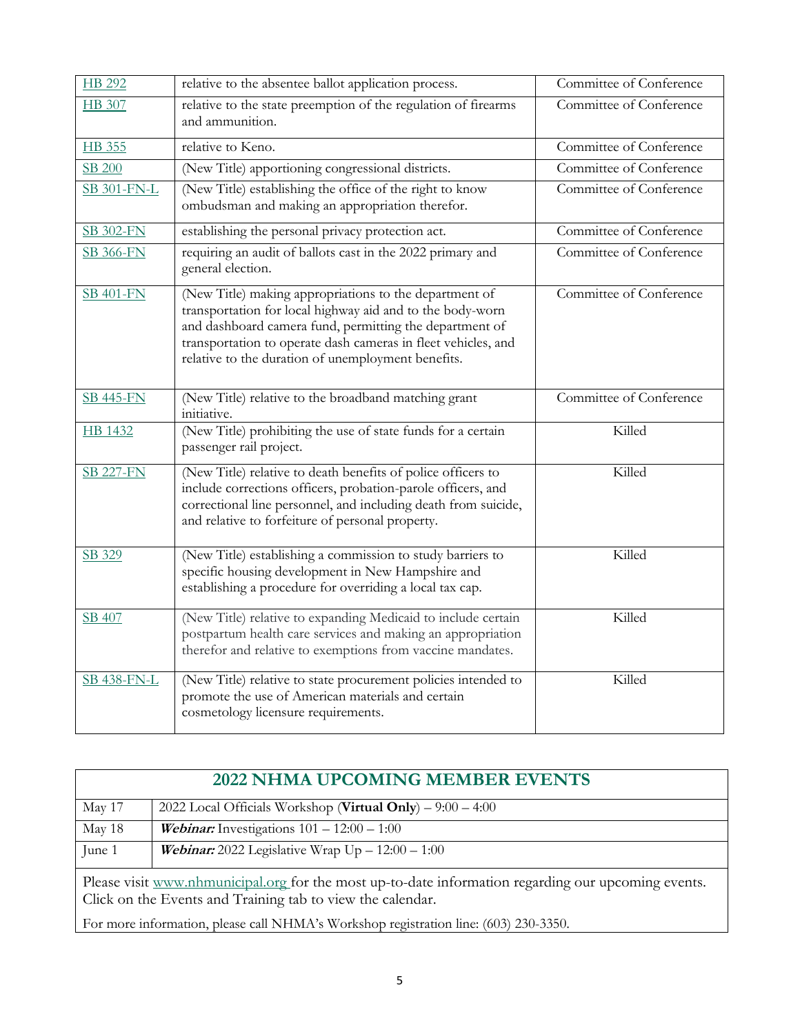| | | |
|---|---|---|
| HB 292 | relative to the absentee ballot application process. | Committee of Conference |
| HB 307 | relative to the state preemption of the regulation of firearms and ammunition. | Committee of Conference |
| HB 355 | relative to Keno. | Committee of Conference |
| SB 200 | (New Title) apportioning congressional districts. | Committee of Conference |
| SB 301-FN-L | (New Title) establishing the office of the right to know ombudsman and making an appropriation therefor. | Committee of Conference |
| SB 302-FN | establishing the personal privacy protection act. | Committee of Conference |
| SB 366-FN | requiring an audit of ballots cast in the 2022 primary and general election. | Committee of Conference |
| SB 401-FN | (New Title) making appropriations to the department of transportation for local highway aid and to the body-worn and dashboard camera fund, permitting the department of transportation to operate dash cameras in fleet vehicles, and relative to the duration of unemployment benefits. | Committee of Conference |
| SB 445-FN | (New Title) relative to the broadband matching grant initiative. | Committee of Conference |
| HB 1432 | (New Title) prohibiting the use of state funds for a certain passenger rail project. | Killed |
| SB 227-FN | (New Title) relative to death benefits of police officers to include corrections officers, probation-parole officers, and correctional line personnel, and including death from suicide, and relative to forfeiture of personal property. | Killed |
| SB 329 | (New Title) establishing a commission to study barriers to specific housing development in New Hampshire and establishing a procedure for overriding a local tax cap. | Killed |
| SB 407 | (New Title) relative to expanding Medicaid to include certain postpartum health care services and making an appropriation therefor and relative to exemptions from vaccine mandates. | Killed |
| SB 438-FN-L | (New Title) relative to state procurement policies intended to promote the use of American materials and certain cosmetology licensure requirements. | Killed |

## 2022 NHMA UPCOMING MEMBER EVENTS

| | |
|---|---|
| May 17 | 2022 Local Officials Workshop (**Virtual Only**) – 9:00 – 4:00 |
| May 18 | ***Webinar:*** Investigations 101 – 12:00 – 1:00 |
| June 1 | ***Webinar:*** 2022 Legislative Wrap Up – 12:00 – 1:00 |

Please visit www.nhmunicipal.org for the most up-to-date information regarding our upcoming events. Click on the Events and Training tab to view the calendar.

For more information, please call NHMA's Workshop registration line: (603) 230-3350.